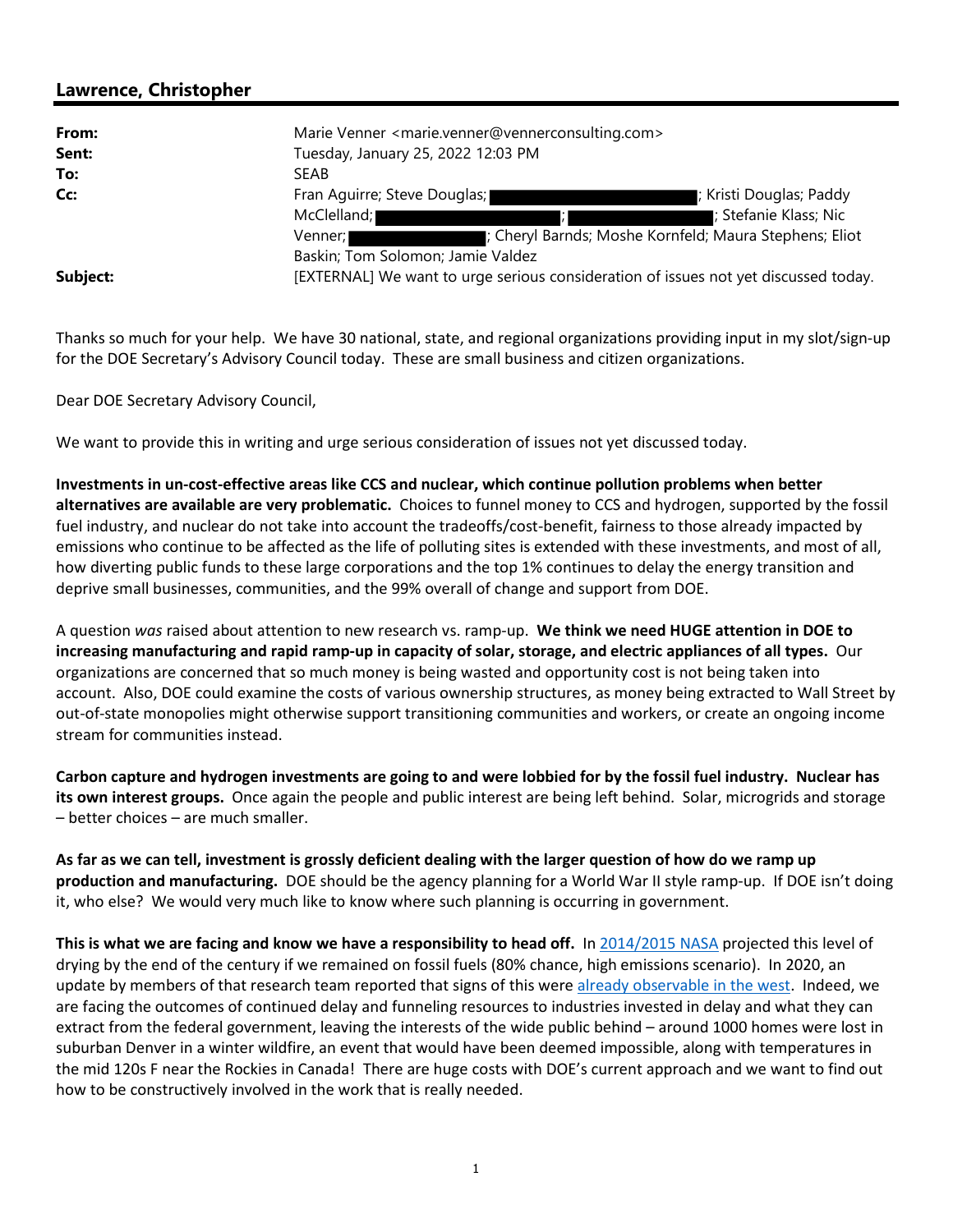## Lawrence, Christopher

| | |
|---|---|
| **From:** | Marie Venner <marie.venner@vennerconsulting.com> |
| **Sent:** | Tuesday, January 25, 2022 12:03 PM |
| **To:** | SEAB |
| **Cc:** | Fran Aguirre; Steve Douglas; [redacted]; Kristi Douglas; Paddy McClelland; [redacted]; [redacted]; Stefanie Klass; Nic Venner; [redacted]; Cheryl Barnds; Moshe Kornfeld; Maura Stephens; Eliot Baskin; Tom Solomon; Jamie Valdez |
| **Subject:** | [EXTERNAL] We want to urge serious consideration of issues not yet discussed today. |

Thanks so much for your help. We have 30 national, state, and regional organizations providing input in my slot/sign-up for the DOE Secretary's Advisory Council today. These are small business and citizen organizations.

Dear DOE Secretary Advisory Council,

We want to provide this in writing and urge serious consideration of issues not yet discussed today.

**Investments in un-cost-effective areas like CCS and nuclear, which continue pollution problems when better alternatives are available are very problematic.** Choices to funnel money to CCS and hydrogen, supported by the fossil fuel industry, and nuclear do not take into account the tradeoffs/cost-benefit, fairness to those already impacted by emissions who continue to be affected as the life of polluting sites is extended with these investments, and most of all, how diverting public funds to these large corporations and the top 1% continues to delay the energy transition and deprive small businesses, communities, and the 99% overall of change and support from DOE.

A question *was* raised about attention to new research vs. ramp-up. **We think we need HUGE attention in DOE to increasing manufacturing and rapid ramp-up in capacity of solar, storage, and electric appliances of all types.** Our organizations are concerned that so much money is being wasted and opportunity cost is not being taken into account. Also, DOE could examine the costs of various ownership structures, as money being extracted to Wall Street by out-of-state monopolies might otherwise support transitioning communities and workers, or create an ongoing income stream for communities instead.

**Carbon capture and hydrogen investments are going to and were lobbied for by the fossil fuel industry. Nuclear has its own interest groups.** Once again the people and public interest are being left behind. Solar, microgrids and storage – better choices – are much smaller.

**As far as we can tell, investment is grossly deficient dealing with the larger question of how do we ramp up production and manufacturing.** DOE should be the agency planning for a World War II style ramp-up. If DOE isn't doing it, who else? We would very much like to know where such planning is occurring in government.

**This is what we are facing and know we have a responsibility to head off.** In [2014/2015 NASA] projected this level of drying by the end of the century if we remained on fossil fuels (80% chance, high emissions scenario). In 2020, an update by members of that research team reported that signs of this were [already observable in the west]. Indeed, we are facing the outcomes of continued delay and funneling resources to industries invested in delay and what they can extract from the federal government, leaving the interests of the wide public behind – around 1000 homes were lost in suburban Denver in a winter wildfire, an event that would have been deemed impossible, along with temperatures in the mid 120s F near the Rockies in Canada! There are huge costs with DOE's current approach and we want to find out how to be constructively involved in the work that is really needed.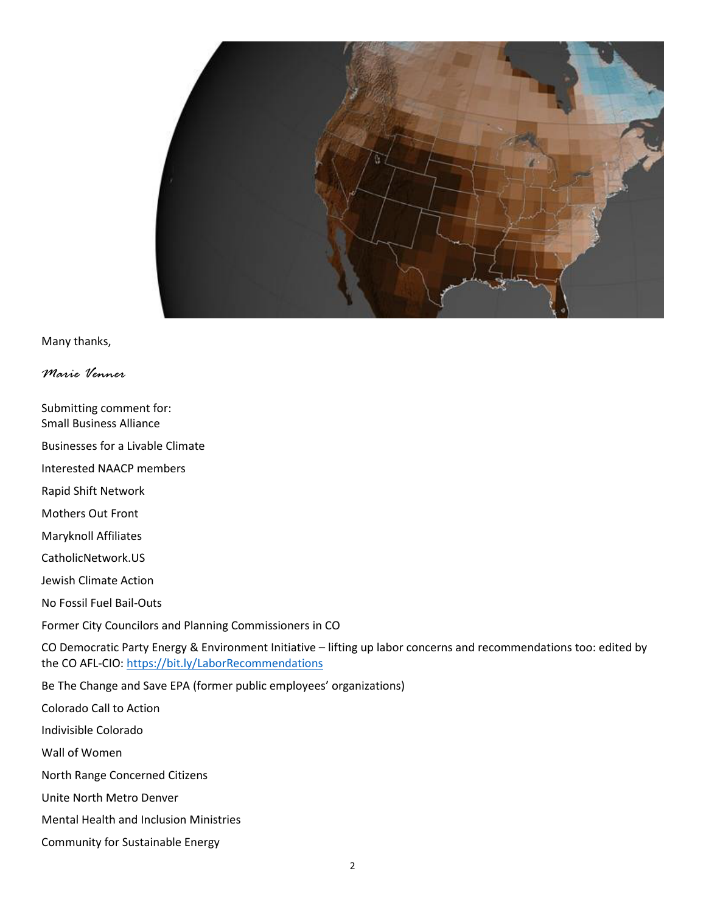Many thanks,

*Marie Venner*

Submitting comment for:
Small Business Alliance

Businesses for a Livable Climate

Interested NAACP members

Rapid Shift Network

Mothers Out Front

Maryknoll Affiliates

CatholicNetwork.US

Jewish Climate Action

No Fossil Fuel Bail-Outs

Former City Councilors and Planning Commissioners in CO

CO Democratic Party Energy & Environment Initiative – lifting up labor concerns and recommendations too: edited by the CO AFL-CIO: [https://bit.ly/LaborRecommendations](https://bit.ly/LaborRecommendations)

Be The Change and Save EPA (former public employees' organizations)

Colorado Call to Action

Indivisible Colorado

Wall of Women

North Range Concerned Citizens

Unite North Metro Denver

Mental Health and Inclusion Ministries

Community for Sustainable Energy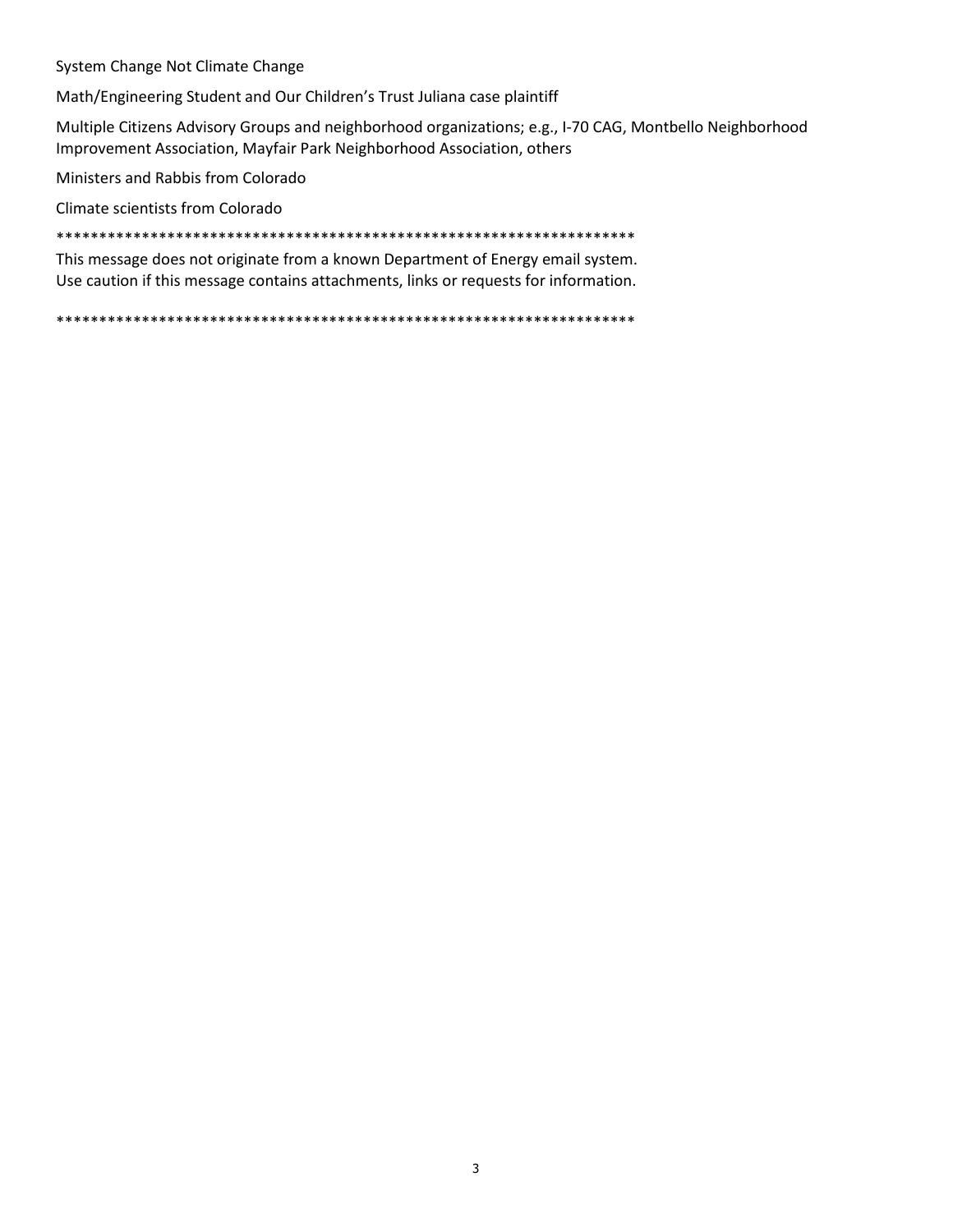System Change Not Climate Change

Math/Engineering Student and Our Children's Trust Juliana case plaintiff

Multiple Citizens Advisory Groups and neighborhood organizations; e.g., I-70 CAG, Montbello Neighborhood Improvement Association, Mayfair Park Neighborhood Association, others

Ministers and Rabbis from Colorado

Climate scientists from Colorado

********************************************************************

This message does not originate from a known Department of Energy email system.
Use caution if this message contains attachments, links or requests for information.

********************************************************************